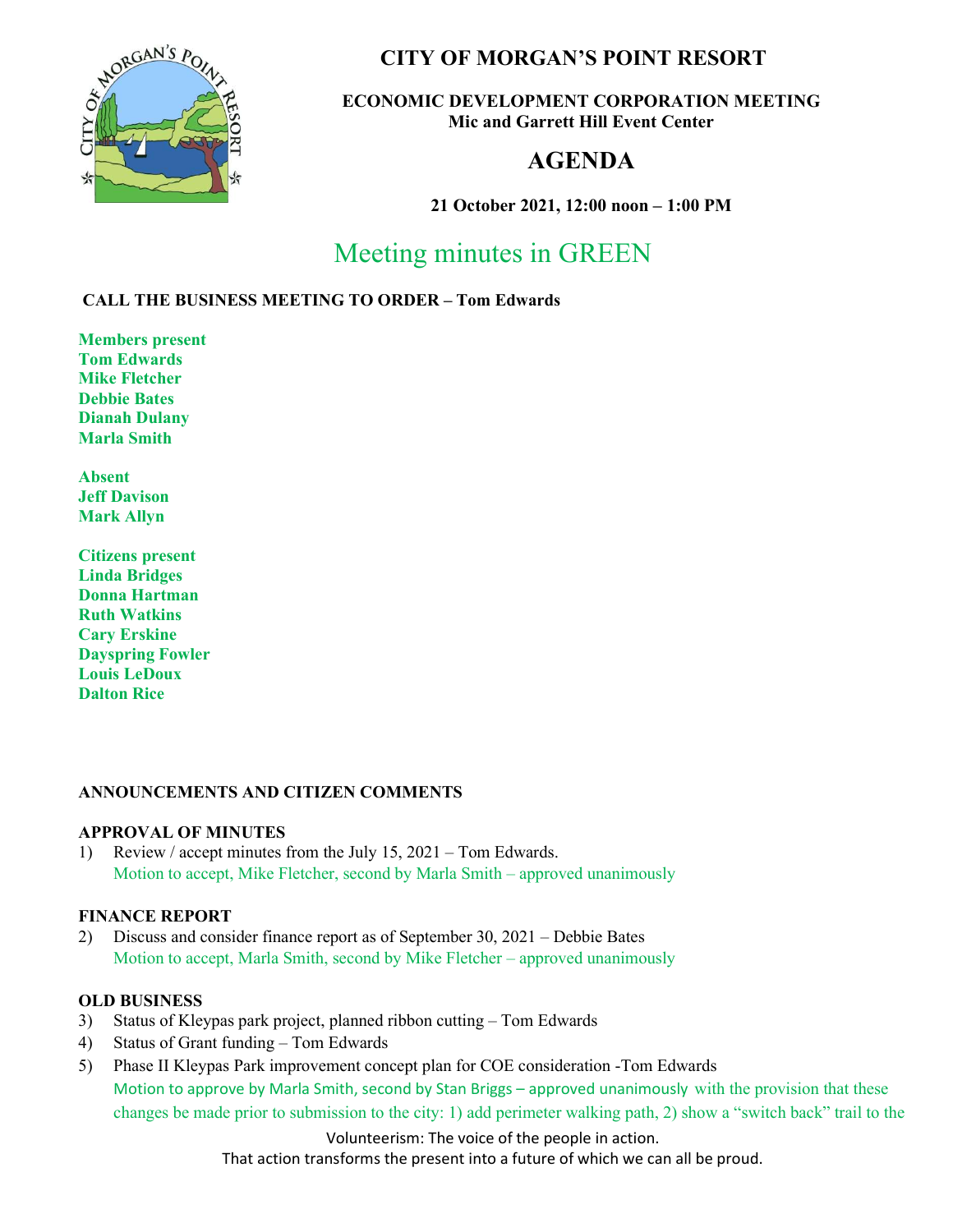# CITY OF MORGAN'S POINT RESORT

**ECONOMIC DEVELOPMENT CORPORATION MEETING**
**Mic and Garrett Hill Event Center**

## AGENDA

**21 October 2021, 12:00 noon – 1:00 PM**

Meeting minutes in GREEN

**CALL THE BUSINESS MEETING TO ORDER – Tom Edwards**

**Members present**
**Tom Edwards**
**Mike Fletcher**
**Debbie Bates**
**Dianah Dulany**
**Marla Smith**

**Absent**
**Jeff Davison**
**Mark Allyn**

**Citizens present**
**Linda Bridges**
**Donna Hartman**
**Ruth Watkins**
**Cary Erskine**
**Dayspring Fowler**
**Louis LeDoux**
**Dalton Rice**

**ANNOUNCEMENTS AND CITIZEN COMMENTS**

**APPROVAL OF MINUTES**

1) Review / accept minutes from the July 15, 2021 – Tom Edwards.
   Motion to accept, Mike Fletcher, second by Marla Smith – approved unanimously

**FINANCE REPORT**

2) Discuss and consider finance report as of September 30, 2021 – Debbie Bates
   Motion to accept, Marla Smith, second by Mike Fletcher – approved unanimously

**OLD BUSINESS**

3) Status of Kleypas park project, planned ribbon cutting – Tom Edwards
4) Status of Grant funding – Tom Edwards
5) Phase II Kleypas Park improvement concept plan for COE consideration -Tom Edwards
   Motion to approve by Marla Smith, second by Stan Briggs – approved unanimously with the provision that these changes be made prior to submission to the city: 1) add perimeter walking path, 2) show a "switch back" trail to the

Volunteerism: The voice of the people in action.
That action transforms the present into a future of which we can all be proud.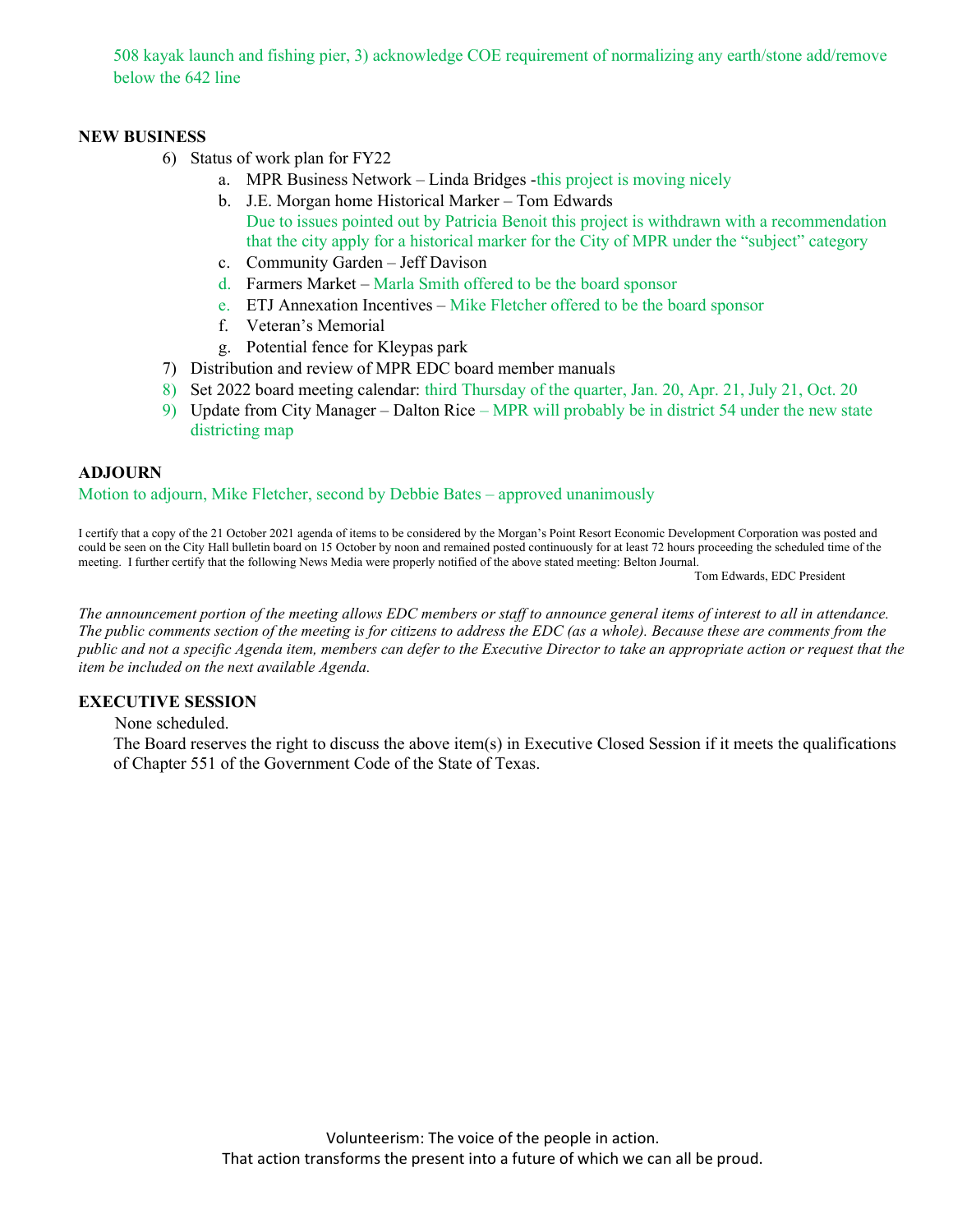508 kayak launch and fishing pier, 3) acknowledge COE requirement of normalizing any earth/stone add/remove below the 642 line

**NEW BUSINESS**

6) Status of work plan for FY22
   a. MPR Business Network – Linda Bridges -this project is moving nicely
   b. J.E. Morgan home Historical Marker – Tom Edwards
      Due to issues pointed out by Patricia Benoit this project is withdrawn with a recommendation that the city apply for a historical marker for the City of MPR under the "subject" category
   c. Community Garden – Jeff Davison
   d. Farmers Market – Marla Smith offered to be the board sponsor
   e. ETJ Annexation Incentives – Mike Fletcher offered to be the board sponsor
   f. Veteran's Memorial
   g. Potential fence for Kleypas park
7) Distribution and review of MPR EDC board member manuals
8) Set 2022 board meeting calendar: third Thursday of the quarter, Jan. 20, Apr. 21, July 21, Oct. 20
9) Update from City Manager – Dalton Rice – MPR will probably be in district 54 under the new state districting map

**ADJOURN**

Motion to adjourn, Mike Fletcher, second by Debbie Bates – approved unanimously

I certify that a copy of the 21 October 2021 agenda of items to be considered by the Morgan's Point Resort Economic Development Corporation was posted and could be seen on the City Hall bulletin board on 15 October by noon and remained posted continuously for at least 72 hours proceeding the scheduled time of the meeting. I further certify that the following News Media were properly notified of the above stated meeting: Belton Journal.

Tom Edwards, EDC President

*The announcement portion of the meeting allows EDC members or staff to announce general items of interest to all in attendance. The public comments section of the meeting is for citizens to address the EDC (as a whole). Because these are comments from the public and not a specific Agenda item, members can defer to the Executive Director to take an appropriate action or request that the item be included on the next available Agenda.*

**EXECUTIVE SESSION**

None scheduled.

The Board reserves the right to discuss the above item(s) in Executive Closed Session if it meets the qualifications of Chapter 551 of the Government Code of the State of Texas.

Volunteerism: The voice of the people in action.
That action transforms the present into a future of which we can all be proud.